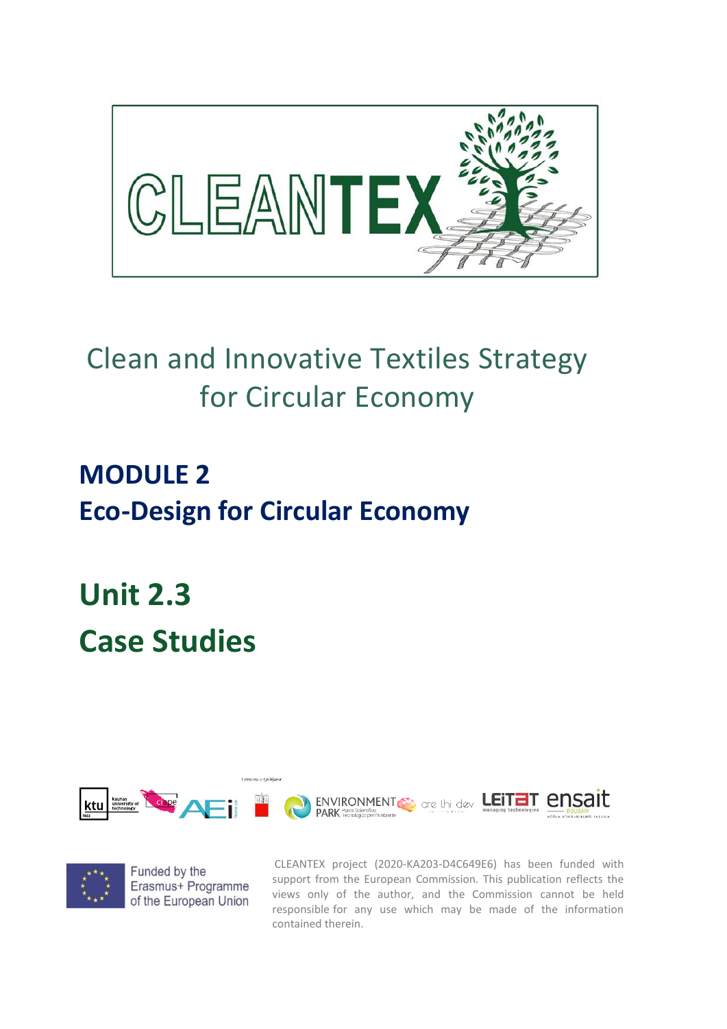# CLEANTEX

Clean and Innovative Textiles Strategy for Circular Economy

## MODULE 2
## Eco-Design for Circular Economy

# Unit 2.3
# Case Studies

Funded by the Erasmus+ Programme of the European Union

CLEANTEX project (2020-KA203-D4C649E6) has been funded with support from the European Commission. This publication reflects the views only of the author, and the Commission cannot be held responsible for any use which may be made of the information contained therein.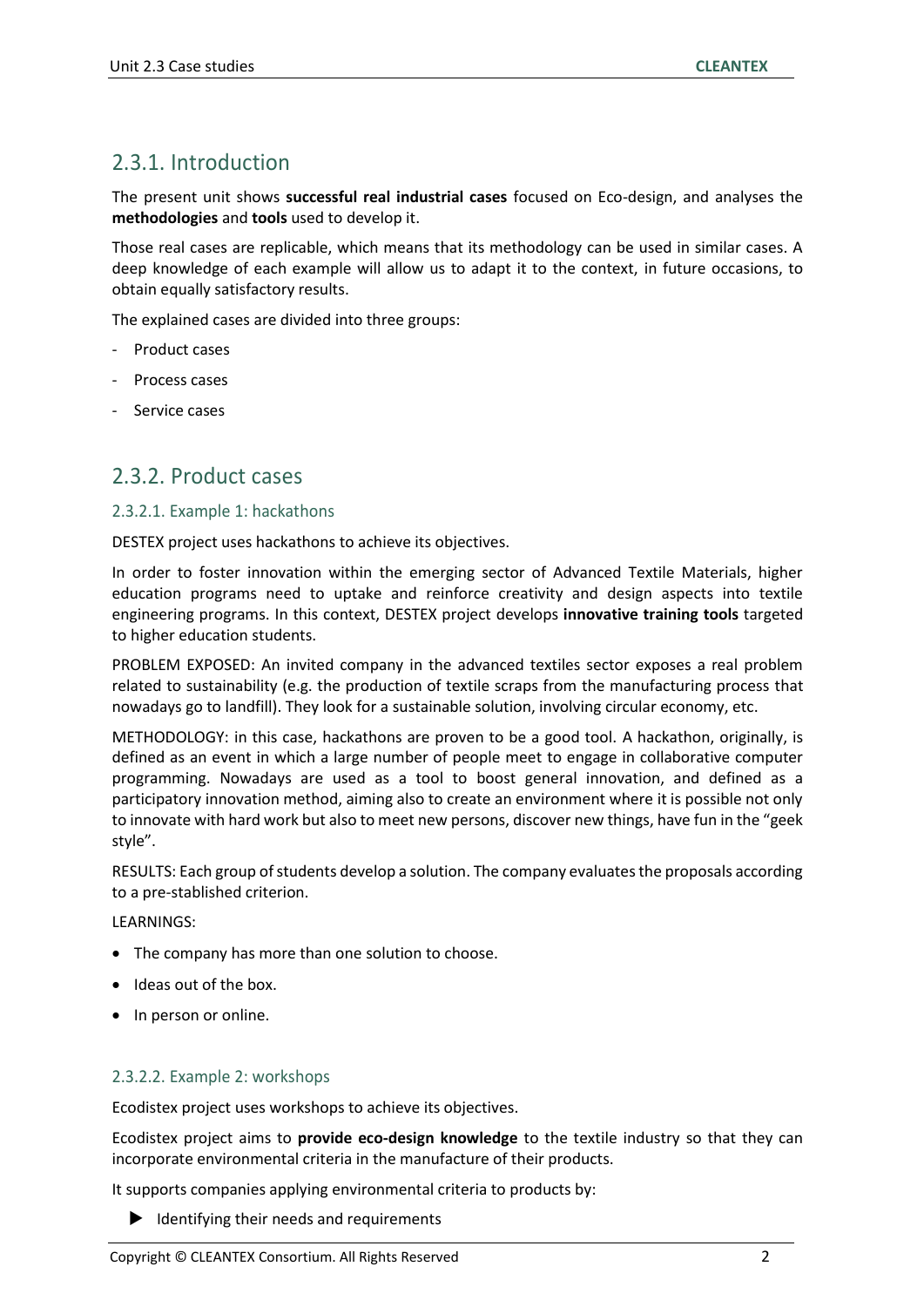## 2.3.1. Introduction

The present unit shows **successful real industrial cases** focused on Eco-design, and analyses the **methodologies** and **tools** used to develop it.

Those real cases are replicable, which means that its methodology can be used in similar cases. A deep knowledge of each example will allow us to adapt it to the context, in future occasions, to obtain equally satisfactory results.

The explained cases are divided into three groups:

- Product cases
- Process cases
- Service cases

## 2.3.2. Product cases

### 2.3.2.1. Example 1: hackathons

DESTEX project uses hackathons to achieve its objectives.

In order to foster innovation within the emerging sector of Advanced Textile Materials, higher education programs need to uptake and reinforce creativity and design aspects into textile engineering programs. In this context, DESTEX project develops **innovative training tools** targeted to higher education students.

PROBLEM EXPOSED: An invited company in the advanced textiles sector exposes a real problem related to sustainability (e.g. the production of textile scraps from the manufacturing process that nowadays go to landfill). They look for a sustainable solution, involving circular economy, etc.

METHODOLOGY: in this case, hackathons are proven to be a good tool. A hackathon, originally, is defined as an event in which a large number of people meet to engage in collaborative computer programming. Nowadays are used as a tool to boost general innovation, and defined as a participatory innovation method, aiming also to create an environment where it is possible not only to innovate with hard work but also to meet new persons, discover new things, have fun in the "geek style".

RESULTS: Each group of students develop a solution. The company evaluates the proposals according to a pre-stablished criterion.

LEARNINGS:

- The company has more than one solution to choose.
- Ideas out of the box.
- In person or online.

### 2.3.2.2. Example 2: workshops

Ecodistex project uses workshops to achieve its objectives.

Ecodistex project aims to **provide eco-design knowledge** to the textile industry so that they can incorporate environmental criteria in the manufacture of their products.

It supports companies applying environmental criteria to products by:

- Identifying their needs and requirements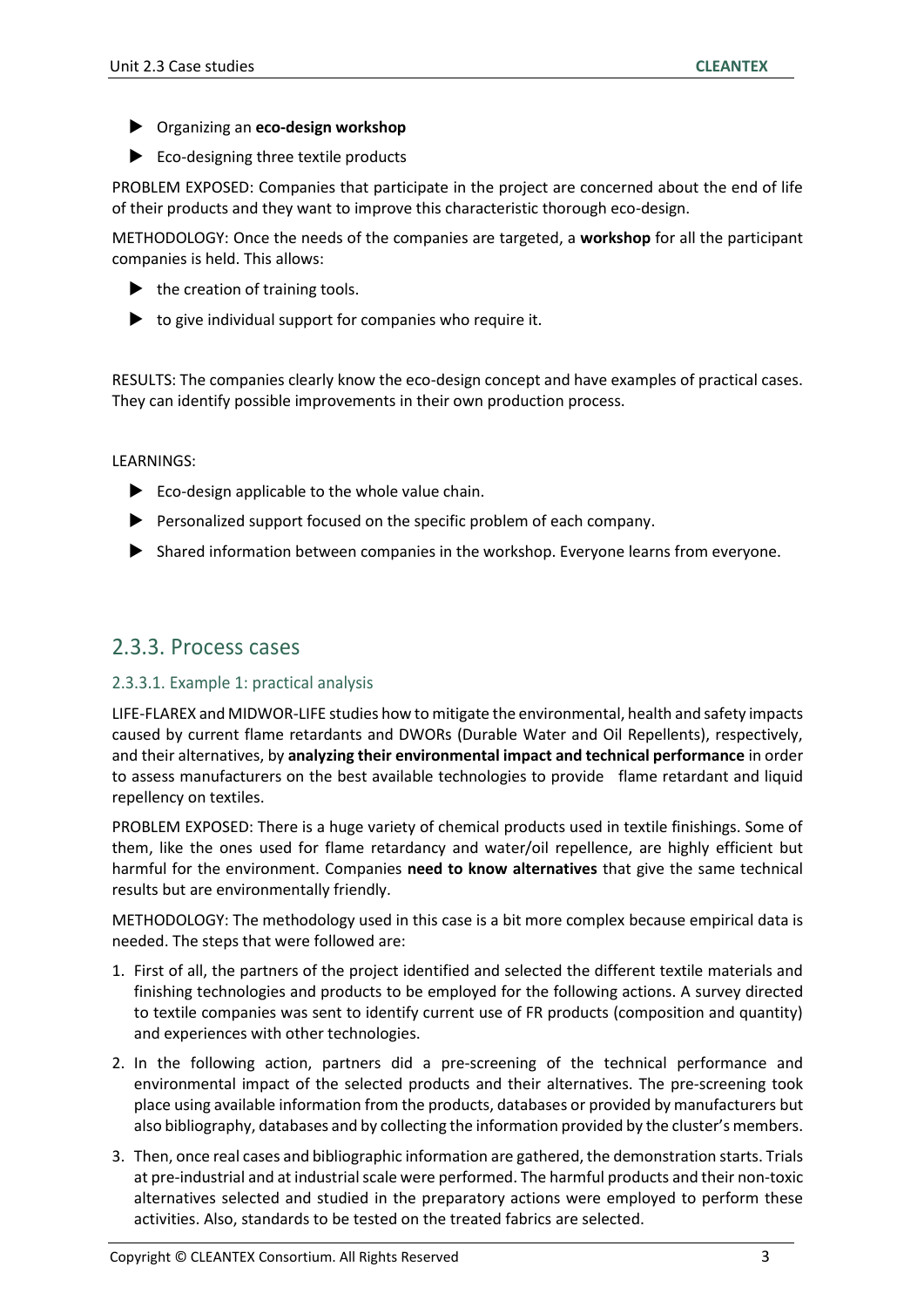- Organizing an **eco-design workshop**
- Eco-designing three textile products

PROBLEM EXPOSED: Companies that participate in the project are concerned about the end of life of their products and they want to improve this characteristic thorough eco-design.

METHODOLOGY: Once the needs of the companies are targeted, a **workshop** for all the participant companies is held. This allows:

- the creation of training tools.
- to give individual support for companies who require it.

RESULTS: The companies clearly know the eco-design concept and have examples of practical cases. They can identify possible improvements in their own production process.

LEARNINGS:

- Eco-design applicable to the whole value chain.
- Personalized support focused on the specific problem of each company.
- Shared information between companies in the workshop. Everyone learns from everyone.

## 2.3.3. Process cases

### 2.3.3.1. Example 1: practical analysis

LIFE-FLAREX and MIDWOR-LIFE studies how to mitigate the environmental, health and safety impacts caused by current flame retardants and DWORs (Durable Water and Oil Repellents), respectively, and their alternatives, by **analyzing their environmental impact and technical performance** in order to assess manufacturers on the best available technologies to provide flame retardant and liquid repellency on textiles.

PROBLEM EXPOSED: There is a huge variety of chemical products used in textile finishings. Some of them, like the ones used for flame retardancy and water/oil repellence, are highly efficient but harmful for the environment. Companies **need to know alternatives** that give the same technical results but are environmentally friendly.

METHODOLOGY: The methodology used in this case is a bit more complex because empirical data is needed. The steps that were followed are:

1. First of all, the partners of the project identified and selected the different textile materials and finishing technologies and products to be employed for the following actions. A survey directed to textile companies was sent to identify current use of FR products (composition and quantity) and experiences with other technologies.
2. In the following action, partners did a pre-screening of the technical performance and environmental impact of the selected products and their alternatives. The pre-screening took place using available information from the products, databases or provided by manufacturers but also bibliography, databases and by collecting the information provided by the cluster's members.
3. Then, once real cases and bibliographic information are gathered, the demonstration starts. Trials at pre-industrial and at industrial scale were performed. The harmful products and their non-toxic alternatives selected and studied in the preparatory actions were employed to perform these activities. Also, standards to be tested on the treated fabrics are selected.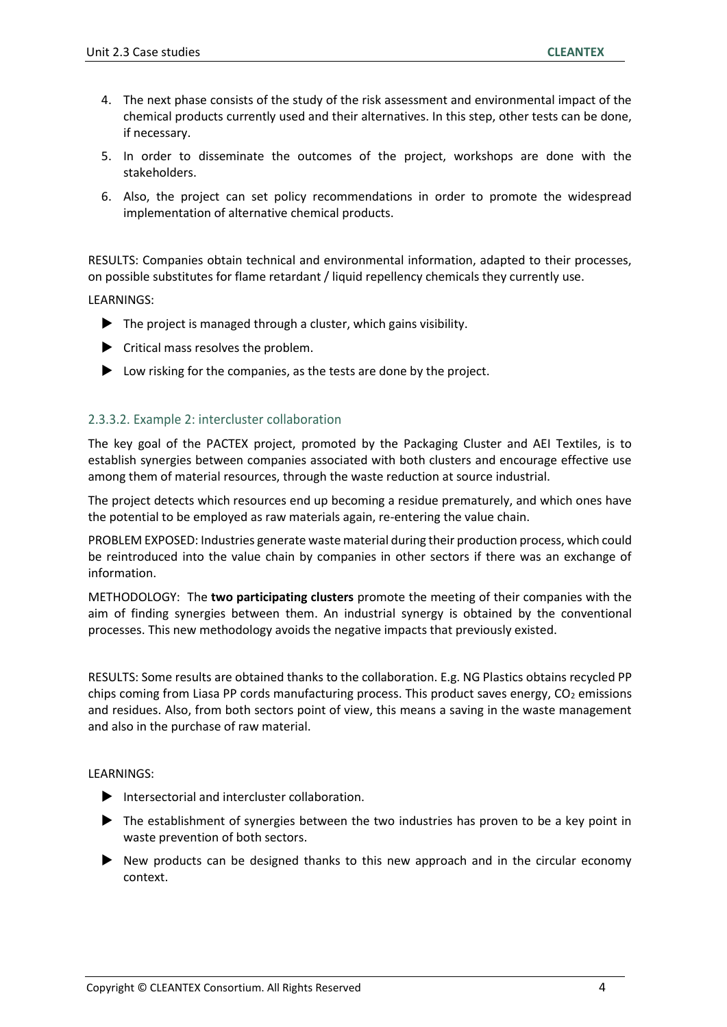4. The next phase consists of the study of the risk assessment and environmental impact of the chemical products currently used and their alternatives. In this step, other tests can be done, if necessary.
5. In order to disseminate the outcomes of the project, workshops are done with the stakeholders.
6. Also, the project can set policy recommendations in order to promote the widespread implementation of alternative chemical products.

RESULTS: Companies obtain technical and environmental information, adapted to their processes, on possible substitutes for flame retardant / liquid repellency chemicals they currently use.

LEARNINGS:

- The project is managed through a cluster, which gains visibility.
- Critical mass resolves the problem.
- Low risking for the companies, as the tests are done by the project.

### 2.3.3.2. Example 2: intercluster collaboration

The key goal of the PACTEX project, promoted by the Packaging Cluster and AEI Textiles, is to establish synergies between companies associated with both clusters and encourage effective use among them of material resources, through the waste reduction at source industrial.

The project detects which resources end up becoming a residue prematurely, and which ones have the potential to be employed as raw materials again, re-entering the value chain.

PROBLEM EXPOSED: Industries generate waste material during their production process, which could be reintroduced into the value chain by companies in other sectors if there was an exchange of information.

METHODOLOGY: The **two participating clusters** promote the meeting of their companies with the aim of finding synergies between them. An industrial synergy is obtained by the conventional processes. This new methodology avoids the negative impacts that previously existed.

RESULTS: Some results are obtained thanks to the collaboration. E.g. NG Plastics obtains recycled PP chips coming from Liasa PP cords manufacturing process. This product saves energy, $CO_2$ emissions and residues. Also, from both sectors point of view, this means a saving in the waste management and also in the purchase of raw material.

LEARNINGS:

- Intersectorial and intercluster collaboration.
- The establishment of synergies between the two industries has proven to be a key point in waste prevention of both sectors.
- New products can be designed thanks to this new approach and in the circular economy context.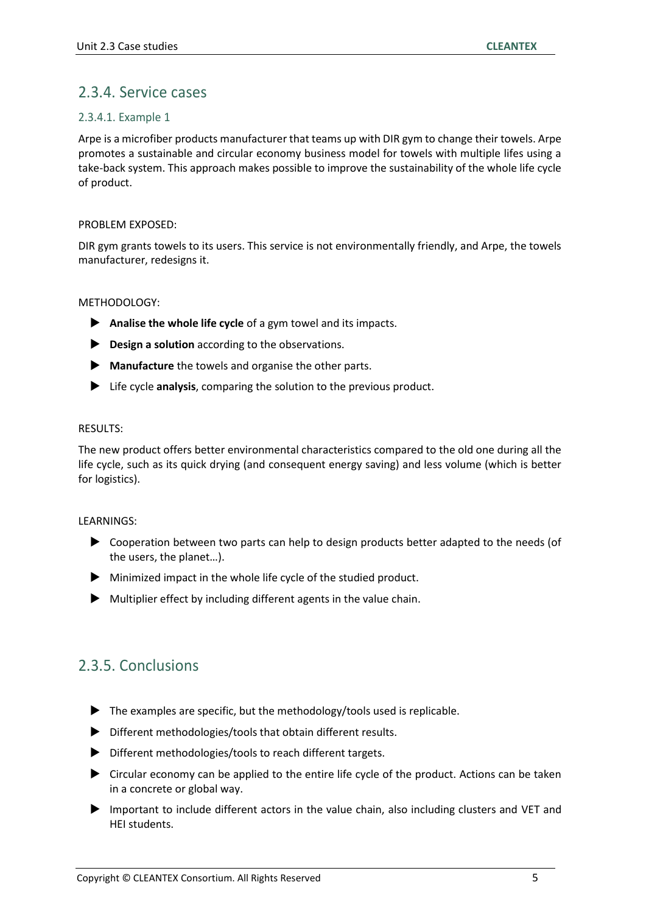## 2.3.4. Service cases

### 2.3.4.1. Example 1

Arpe is a microfiber products manufacturer that teams up with DIR gym to change their towels. Arpe promotes a sustainable and circular economy business model for towels with multiple lifes using a take-back system. This approach makes possible to improve the sustainability of the whole life cycle of product.

PROBLEM EXPOSED:

DIR gym grants towels to its users. This service is not environmentally friendly, and Arpe, the towels manufacturer, redesigns it.

METHODOLOGY:

- **Analise the whole life cycle** of a gym towel and its impacts.
- **Design a solution** according to the observations.
- **Manufacture** the towels and organise the other parts.
- Life cycle **analysis**, comparing the solution to the previous product.

RESULTS:

The new product offers better environmental characteristics compared to the old one during all the life cycle, such as its quick drying (and consequent energy saving) and less volume (which is better for logistics).

LEARNINGS:

- Cooperation between two parts can help to design products better adapted to the needs (of the users, the planet…).
- Minimized impact in the whole life cycle of the studied product.
- Multiplier effect by including different agents in the value chain.

## 2.3.5. Conclusions

- The examples are specific, but the methodology/tools used is replicable.
- Different methodologies/tools that obtain different results.
- Different methodologies/tools to reach different targets.
- Circular economy can be applied to the entire life cycle of the product. Actions can be taken in a concrete or global way.
- Important to include different actors in the value chain, also including clusters and VET and HEI students.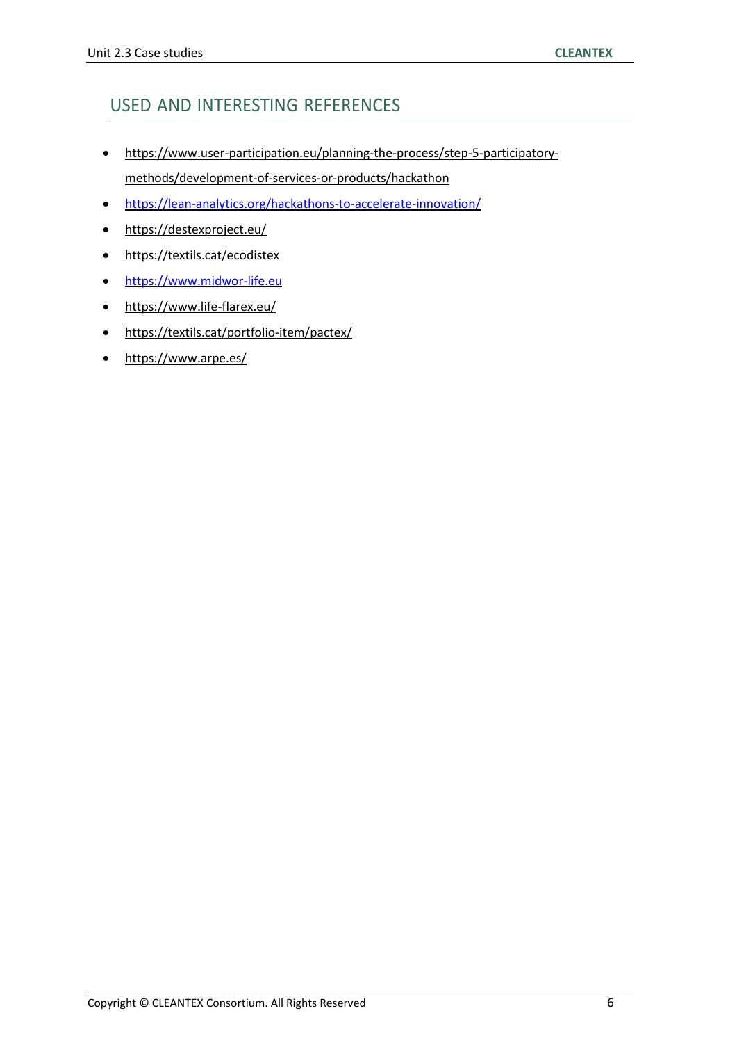## USED AND INTERESTING REFERENCES

- https://www.user-participation.eu/planning-the-process/step-5-participatory-methods/development-of-services-or-products/hackathon
- https://lean-analytics.org/hackathons-to-accelerate-innovation/
- https://destexproject.eu/
- https://textils.cat/ecodistex
- https://www.midwor-life.eu
- https://www.life-flarex.eu/
- https://textils.cat/portfolio-item/pactex/
- https://www.arpe.es/